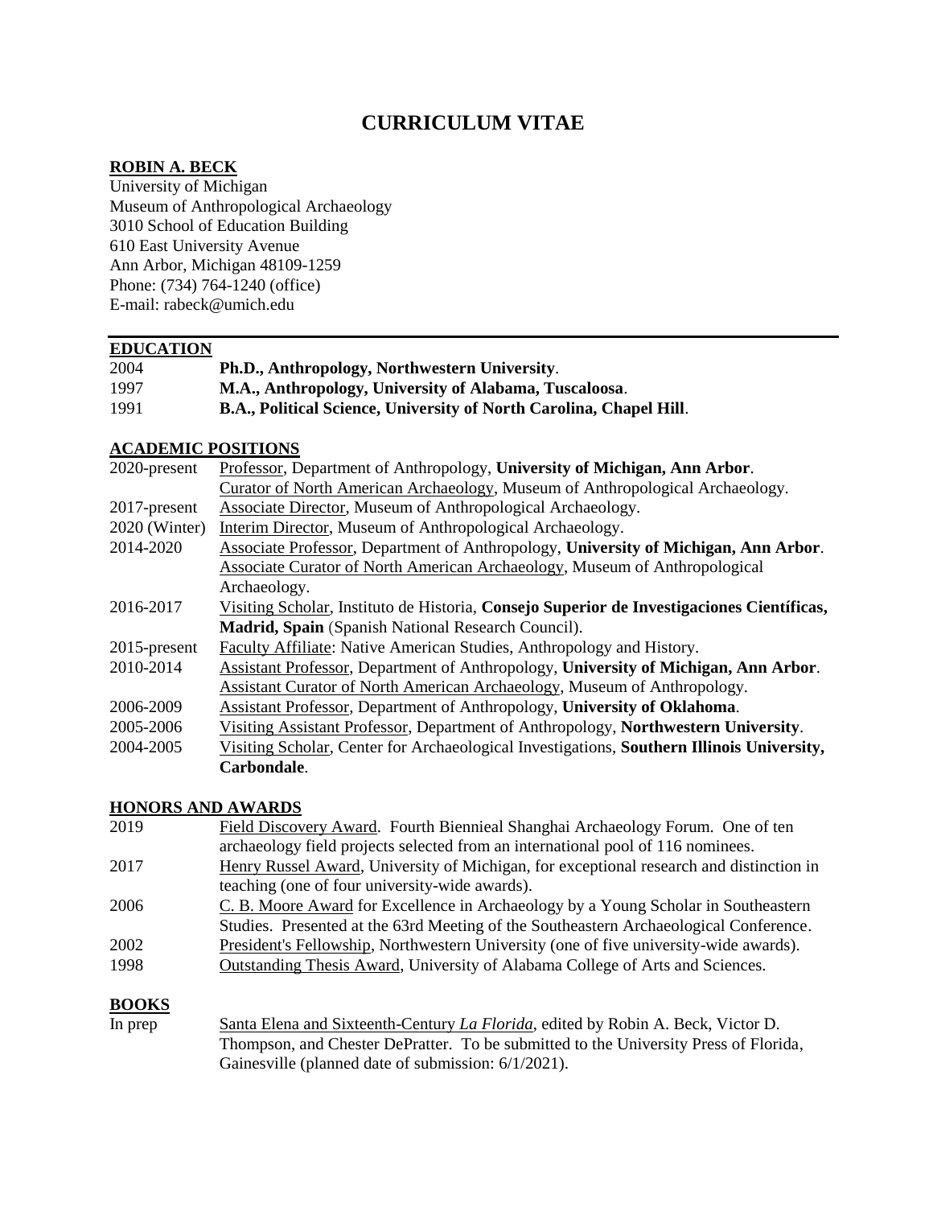# CURRICULUM VITAE

## ROBIN A. BECK

University of Michigan
Museum of Anthropological Archaeology
3010 School of Education Building
610 East University Avenue
Ann Arbor, Michigan 48109-1259
Phone: (734) 764-1240 (office)
E-mail: rabeck@umich.edu

---

## EDUCATION

| | |
|---|---|
| 2004 | **Ph.D., Anthropology, Northwestern University**. |
| 1997 | **M.A., Anthropology, University of Alabama, Tuscaloosa**. |
| 1991 | **B.A., Political Science, University of North Carolina, Chapel Hill**. |

## ACADEMIC POSITIONS

| | |
|---|---|
| 2020-present | Professor, Department of Anthropology, **University of Michigan, Ann Arbor**. Curator of North American Archaeology, Museum of Anthropological Archaeology. |
| 2017-present | Associate Director, Museum of Anthropological Archaeology. |
| 2020 (Winter) | Interim Director, Museum of Anthropological Archaeology. |
| 2014-2020 | Associate Professor, Department of Anthropology, **University of Michigan, Ann Arbor**. Associate Curator of North American Archaeology, Museum of Anthropological Archaeology. |
| 2016-2017 | Visiting Scholar, Instituto de Historia, **Consejo Superior de Investigaciones Científicas, Madrid, Spain** (Spanish National Research Council). |
| 2015-present | Faculty Affiliate: Native American Studies, Anthropology and History. |
| 2010-2014 | Assistant Professor, Department of Anthropology, **University of Michigan, Ann Arbor**. Assistant Curator of North American Archaeology, Museum of Anthropology. |
| 2006-2009 | Assistant Professor, Department of Anthropology, **University of Oklahoma**. |
| 2005-2006 | Visiting Assistant Professor, Department of Anthropology, **Northwestern University**. |
| 2004-2005 | Visiting Scholar, Center for Archaeological Investigations, **Southern Illinois University, Carbondale**. |

## HONORS AND AWARDS

| | |
|---|---|
| 2019 | Field Discovery Award. Fourth Biennieal Shanghai Archaeology Forum. One of ten archaeology field projects selected from an international pool of 116 nominees. |
| 2017 | Henry Russel Award, University of Michigan, for exceptional research and distinction in teaching (one of four university-wide awards). |
| 2006 | C. B. Moore Award for Excellence in Archaeology by a Young Scholar in Southeastern Studies. Presented at the 63rd Meeting of the Southeastern Archaeological Conference. |
| 2002 | President's Fellowship, Northwestern University (one of five university-wide awards). |
| 1998 | Outstanding Thesis Award, University of Alabama College of Arts and Sciences. |

## BOOKS

| | |
|---|---|
| In prep | Santa Elena and Sixteenth-Century *La Florida*, edited by Robin A. Beck, Victor D. Thompson, and Chester DePratter. To be submitted to the University Press of Florida, Gainesville (planned date of submission: 6/1/2021). |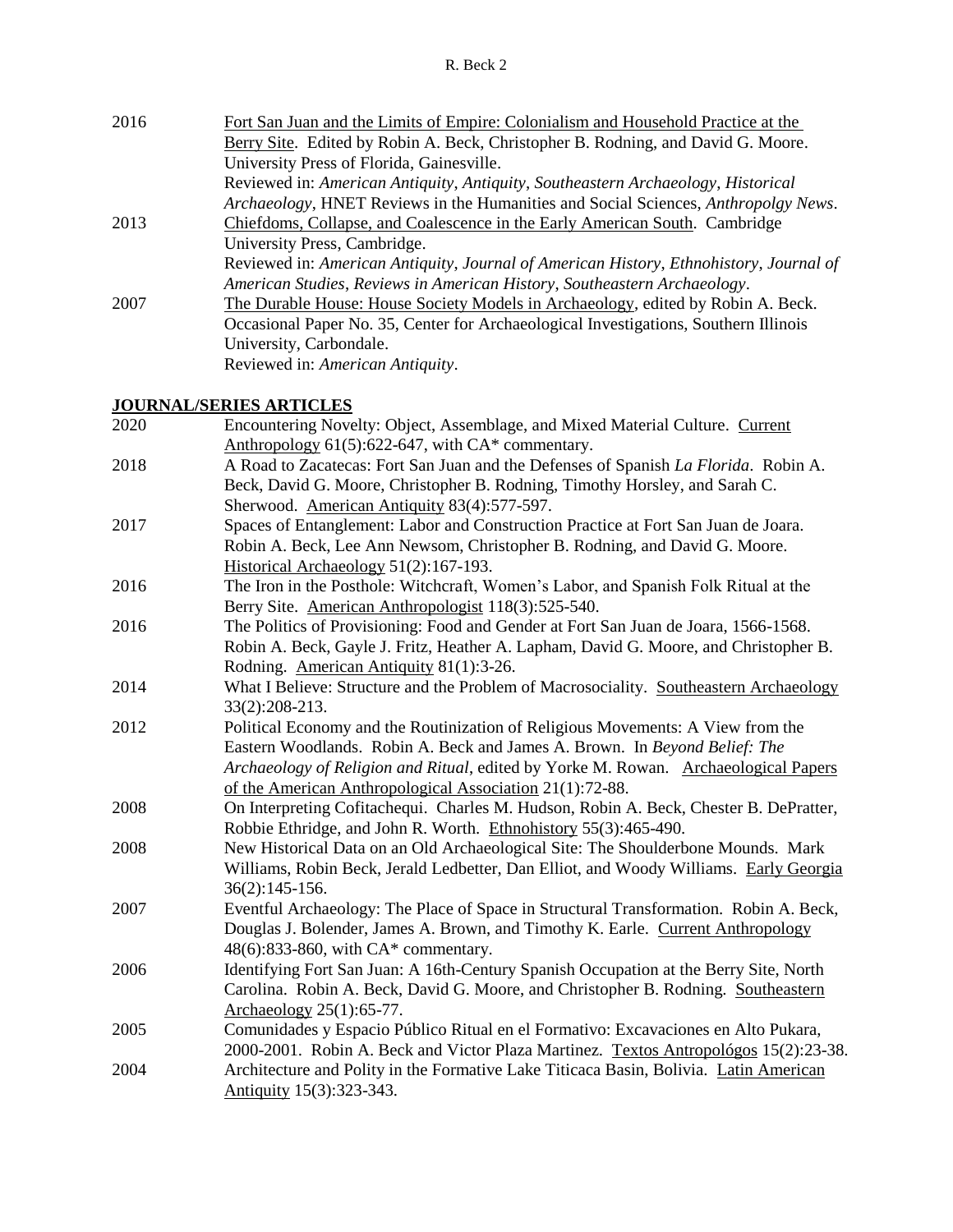2016 Fort San Juan and the Limits of Empire: Colonialism and Household Practice at the Berry Site. Edited by Robin A. Beck, Christopher B. Rodning, and David G. Moore. University Press of Florida, Gainesville.
Reviewed in: *American Antiquity*, *Antiquity*, *Southeastern Archaeology*, *Historical Archaeology*, HNET Reviews in the Humanities and Social Sciences, *Anthropolgy News*.

2013 Chiefdoms, Collapse, and Coalescence in the Early American South. Cambridge University Press, Cambridge.
Reviewed in: *American Antiquity*, *Journal of American History*, *Ethnohistory*, *Journal of American Studies*, *Reviews in American History*, *Southeastern Archaeology*.

2007 The Durable House: House Society Models in Archaeology, edited by Robin A. Beck. Occasional Paper No. 35, Center for Archaeological Investigations, Southern Illinois University, Carbondale.
Reviewed in: *American Antiquity*.

## JOURNAL/SERIES ARTICLES

2020 Encountering Novelty: Object, Assemblage, and Mixed Material Culture. Current Anthropology 61(5):622-647, with CA* commentary.

2018 A Road to Zacatecas: Fort San Juan and the Defenses of Spanish *La Florida*. Robin A. Beck, David G. Moore, Christopher B. Rodning, Timothy Horsley, and Sarah C. Sherwood. American Antiquity 83(4):577-597.

2017 Spaces of Entanglement: Labor and Construction Practice at Fort San Juan de Joara. Robin A. Beck, Lee Ann Newsom, Christopher B. Rodning, and David G. Moore. Historical Archaeology 51(2):167-193.

2016 The Iron in the Posthole: Witchcraft, Women's Labor, and Spanish Folk Ritual at the Berry Site. American Anthropologist 118(3):525-540.

2016 The Politics of Provisioning: Food and Gender at Fort San Juan de Joara, 1566-1568. Robin A. Beck, Gayle J. Fritz, Heather A. Lapham, David G. Moore, and Christopher B. Rodning. American Antiquity 81(1):3-26.

2014 What I Believe: Structure and the Problem of Macrosociality. Southeastern Archaeology 33(2):208-213.

2012 Political Economy and the Routinization of Religious Movements: A View from the Eastern Woodlands. Robin A. Beck and James A. Brown. In *Beyond Belief: The Archaeology of Religion and Ritual*, edited by Yorke M. Rowan. Archaeological Papers of the American Anthropological Association 21(1):72-88.

2008 On Interpreting Cofitachequi. Charles M. Hudson, Robin A. Beck, Chester B. DePratter, Robbie Ethridge, and John R. Worth. Ethnohistory 55(3):465-490.

2008 New Historical Data on an Old Archaeological Site: The Shoulderbone Mounds. Mark Williams, Robin Beck, Jerald Ledbetter, Dan Elliot, and Woody Williams. Early Georgia 36(2):145-156.

2007 Eventful Archaeology: The Place of Space in Structural Transformation. Robin A. Beck, Douglas J. Bolender, James A. Brown, and Timothy K. Earle. Current Anthropology 48(6):833-860, with CA* commentary.

2006 Identifying Fort San Juan: A 16th-Century Spanish Occupation at the Berry Site, North Carolina. Robin A. Beck, David G. Moore, and Christopher B. Rodning. Southeastern Archaeology 25(1):65-77.

2005 Comunidades y Espacio Público Ritual en el Formativo: Excavaciones en Alto Pukara, 2000-2001. Robin A. Beck and Victor Plaza Martinez. Textos Antropológos 15(2):23-38.

2004 Architecture and Polity in the Formative Lake Titicaca Basin, Bolivia. Latin American Antiquity 15(3):323-343.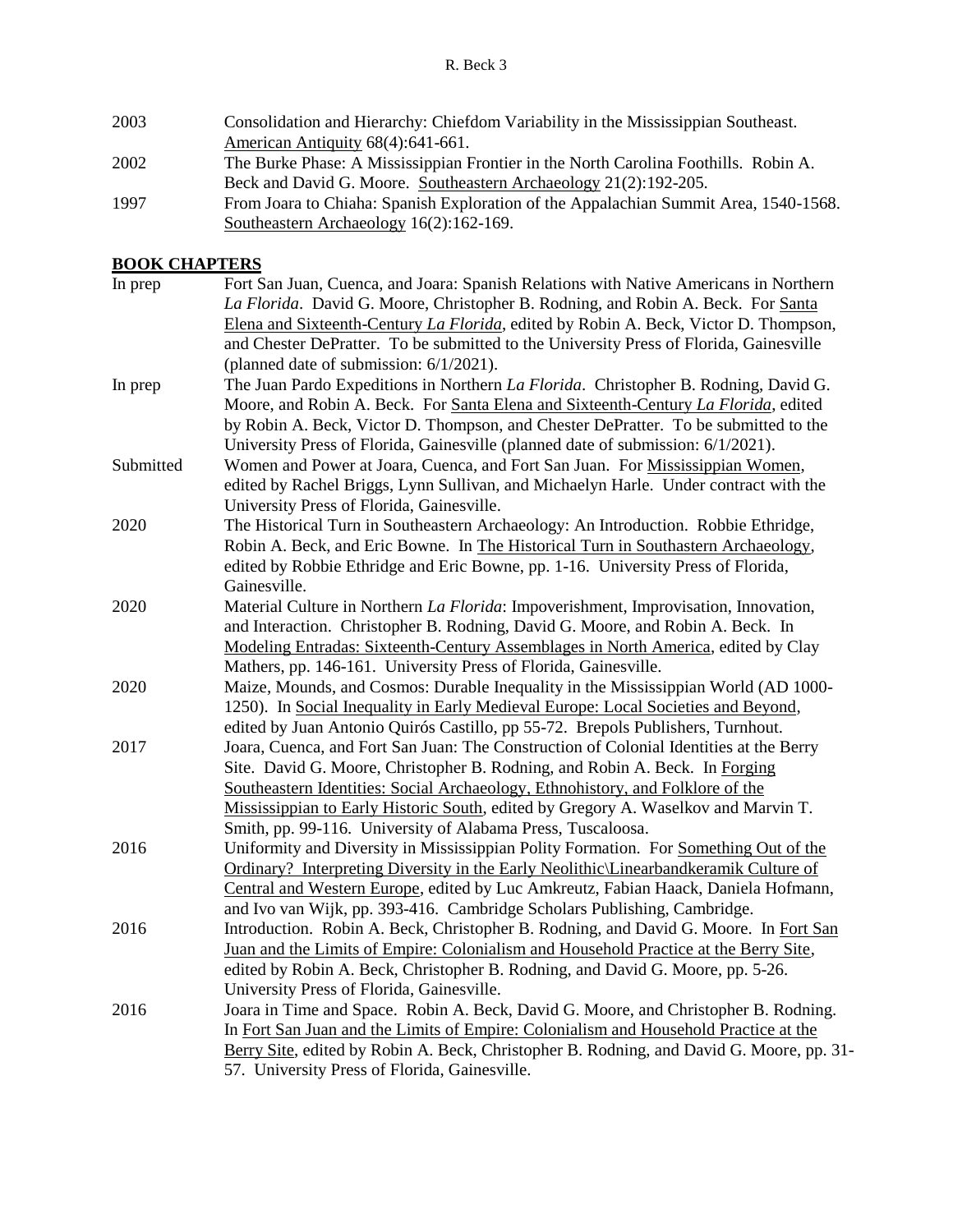2003 Consolidation and Hierarchy: Chiefdom Variability in the Mississippian Southeast. American Antiquity 68(4):641-661.

2002 The Burke Phase: A Mississippian Frontier in the North Carolina Foothills. Robin A. Beck and David G. Moore. Southeastern Archaeology 21(2):192-205.

1997 From Joara to Chiaha: Spanish Exploration of the Appalachian Summit Area, 1540-1568. Southeastern Archaeology 16(2):162-169.

## BOOK CHAPTERS

In prep Fort San Juan, Cuenca, and Joara: Spanish Relations with Native Americans in Northern *La Florida*. David G. Moore, Christopher B. Rodning, and Robin A. Beck. For Santa Elena and Sixteenth-Century *La Florida*, edited by Robin A. Beck, Victor D. Thompson, and Chester DePratter. To be submitted to the University Press of Florida, Gainesville (planned date of submission: 6/1/2021).

In prep The Juan Pardo Expeditions in Northern *La Florida*. Christopher B. Rodning, David G. Moore, and Robin A. Beck. For Santa Elena and Sixteenth-Century *La Florida*, edited by Robin A. Beck, Victor D. Thompson, and Chester DePratter. To be submitted to the University Press of Florida, Gainesville (planned date of submission: 6/1/2021).

Submitted Women and Power at Joara, Cuenca, and Fort San Juan. For Mississippian Women, edited by Rachel Briggs, Lynn Sullivan, and Michaelyn Harle. Under contract with the University Press of Florida, Gainesville.

2020 The Historical Turn in Southeastern Archaeology: An Introduction. Robbie Ethridge, Robin A. Beck, and Eric Bowne. In The Historical Turn in Southastern Archaeology, edited by Robbie Ethridge and Eric Bowne, pp. 1-16. University Press of Florida, Gainesville.

2020 Material Culture in Northern *La Florida*: Impoverishment, Improvisation, Innovation, and Interaction. Christopher B. Rodning, David G. Moore, and Robin A. Beck. In Modeling Entradas: Sixteenth-Century Assemblages in North America, edited by Clay Mathers, pp. 146-161. University Press of Florida, Gainesville.

2020 Maize, Mounds, and Cosmos: Durable Inequality in the Mississippian World (AD 1000-1250). In Social Inequality in Early Medieval Europe: Local Societies and Beyond, edited by Juan Antonio Quirós Castillo, pp 55-72. Brepols Publishers, Turnhout.

2017 Joara, Cuenca, and Fort San Juan: The Construction of Colonial Identities at the Berry Site. David G. Moore, Christopher B. Rodning, and Robin A. Beck. In Forging Southeastern Identities: Social Archaeology, Ethnohistory, and Folklore of the Mississippian to Early Historic South, edited by Gregory A. Waselkov and Marvin T. Smith, pp. 99-116. University of Alabama Press, Tuscaloosa.

2016 Uniformity and Diversity in Mississippian Polity Formation. For Something Out of the Ordinary? Interpreting Diversity in the Early Neolithic\Linearbandkeramik Culture of Central and Western Europe, edited by Luc Amkreutz, Fabian Haack, Daniela Hofmann, and Ivo van Wijk, pp. 393-416. Cambridge Scholars Publishing, Cambridge.

2016 Introduction. Robin A. Beck, Christopher B. Rodning, and David G. Moore. In Fort San Juan and the Limits of Empire: Colonialism and Household Practice at the Berry Site, edited by Robin A. Beck, Christopher B. Rodning, and David G. Moore, pp. 5-26. University Press of Florida, Gainesville.

2016 Joara in Time and Space. Robin A. Beck, David G. Moore, and Christopher B. Rodning. In Fort San Juan and the Limits of Empire: Colonialism and Household Practice at the Berry Site, edited by Robin A. Beck, Christopher B. Rodning, and David G. Moore, pp. 31-57. University Press of Florida, Gainesville.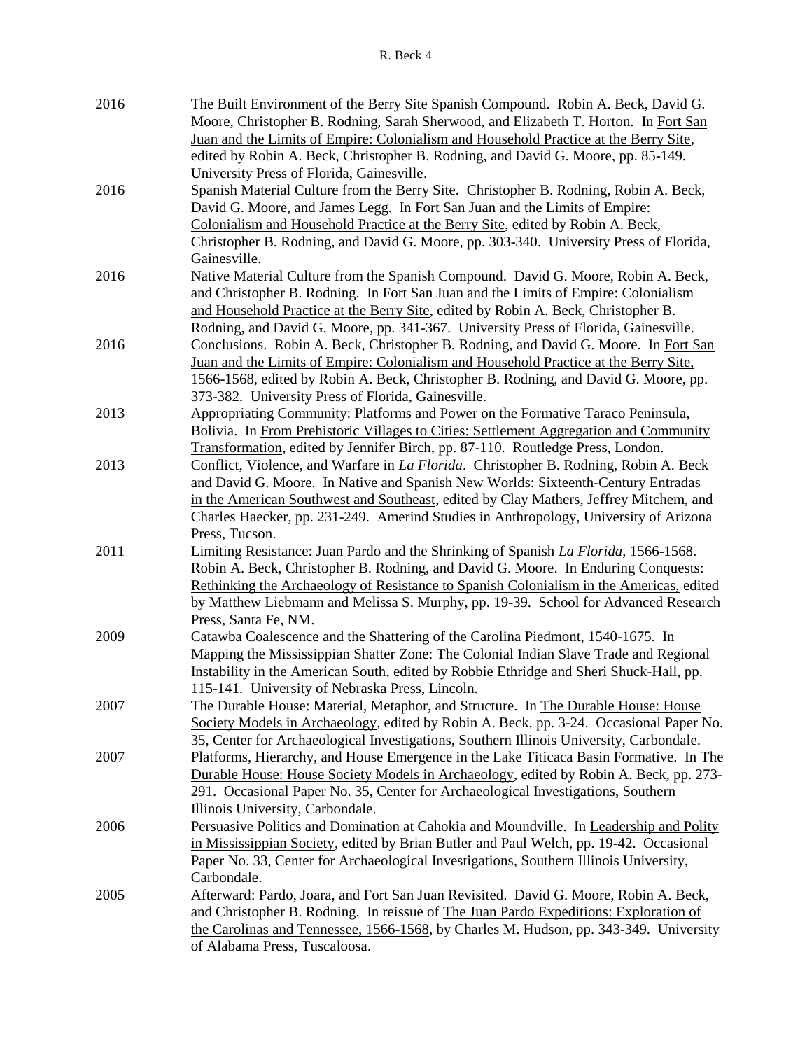2016 The Built Environment of the Berry Site Spanish Compound. Robin A. Beck, David G. Moore, Christopher B. Rodning, Sarah Sherwood, and Elizabeth T. Horton. In <u>Fort San Juan and the Limits of Empire: Colonialism and Household Practice at the Berry Site</u>, edited by Robin A. Beck, Christopher B. Rodning, and David G. Moore, pp. 85-149. University Press of Florida, Gainesville.

2016 Spanish Material Culture from the Berry Site. Christopher B. Rodning, Robin A. Beck, David G. Moore, and James Legg. In <u>Fort San Juan and the Limits of Empire: Colonialism and Household Practice at the Berry Site</u>, edited by Robin A. Beck, Christopher B. Rodning, and David G. Moore, pp. 303-340. University Press of Florida, Gainesville.

2016 Native Material Culture from the Spanish Compound. David G. Moore, Robin A. Beck, and Christopher B. Rodning. In <u>Fort San Juan and the Limits of Empire: Colonialism and Household Practice at the Berry Site</u>, edited by Robin A. Beck, Christopher B. Rodning, and David G. Moore, pp. 341-367. University Press of Florida, Gainesville.

2016 Conclusions. Robin A. Beck, Christopher B. Rodning, and David G. Moore. In <u>Fort San Juan and the Limits of Empire: Colonialism and Household Practice at the Berry Site, 1566-1568</u>, edited by Robin A. Beck, Christopher B. Rodning, and David G. Moore, pp. 373-382. University Press of Florida, Gainesville.

2013 Appropriating Community: Platforms and Power on the Formative Taraco Peninsula, Bolivia. In <u>From Prehistoric Villages to Cities: Settlement Aggregation and Community Transformation</u>, edited by Jennifer Birch, pp. 87-110. Routledge Press, London.

2013 Conflict, Violence, and Warfare in *La Florida*. Christopher B. Rodning, Robin A. Beck and David G. Moore. In <u>Native and Spanish New Worlds: Sixteenth-Century Entradas in the American Southwest and Southeast</u>, edited by Clay Mathers, Jeffrey Mitchem, and Charles Haecker, pp. 231-249. Amerind Studies in Anthropology, University of Arizona Press, Tucson.

2011 Limiting Resistance: Juan Pardo and the Shrinking of Spanish *La Florida*, 1566-1568. Robin A. Beck, Christopher B. Rodning, and David G. Moore. In <u>Enduring Conquests: Rethinking the Archaeology of Resistance to Spanish Colonialism in the Americas,</u> edited by Matthew Liebmann and Melissa S. Murphy, pp. 19-39. School for Advanced Research Press, Santa Fe, NM.

2009 Catawba Coalescence and the Shattering of the Carolina Piedmont, 1540-1675. In <u>Mapping the Mississippian Shatter Zone: The Colonial Indian Slave Trade and Regional Instability in the American South</u>, edited by Robbie Ethridge and Sheri Shuck-Hall, pp. 115-141. University of Nebraska Press, Lincoln.

2007 The Durable House: Material, Metaphor, and Structure. In <u>The Durable House: House Society Models in Archaeology</u>, edited by Robin A. Beck, pp. 3-24. Occasional Paper No. 35, Center for Archaeological Investigations, Southern Illinois University, Carbondale.

2007 Platforms, Hierarchy, and House Emergence in the Lake Titicaca Basin Formative. In <u>The Durable House: House Society Models in Archaeology</u>, edited by Robin A. Beck, pp. 273-291. Occasional Paper No. 35, Center for Archaeological Investigations, Southern Illinois University, Carbondale.

2006 Persuasive Politics and Domination at Cahokia and Moundville. In <u>Leadership and Polity in Mississippian Society</u>, edited by Brian Butler and Paul Welch, pp. 19-42. Occasional Paper No. 33, Center for Archaeological Investigations, Southern Illinois University, Carbondale.

2005 Afterward: Pardo, Joara, and Fort San Juan Revisited. David G. Moore, Robin A. Beck, and Christopher B. Rodning. In reissue of <u>The Juan Pardo Expeditions: Exploration of the Carolinas and Tennessee, 1566-1568</u>, by Charles M. Hudson, pp. 343-349. University of Alabama Press, Tuscaloosa.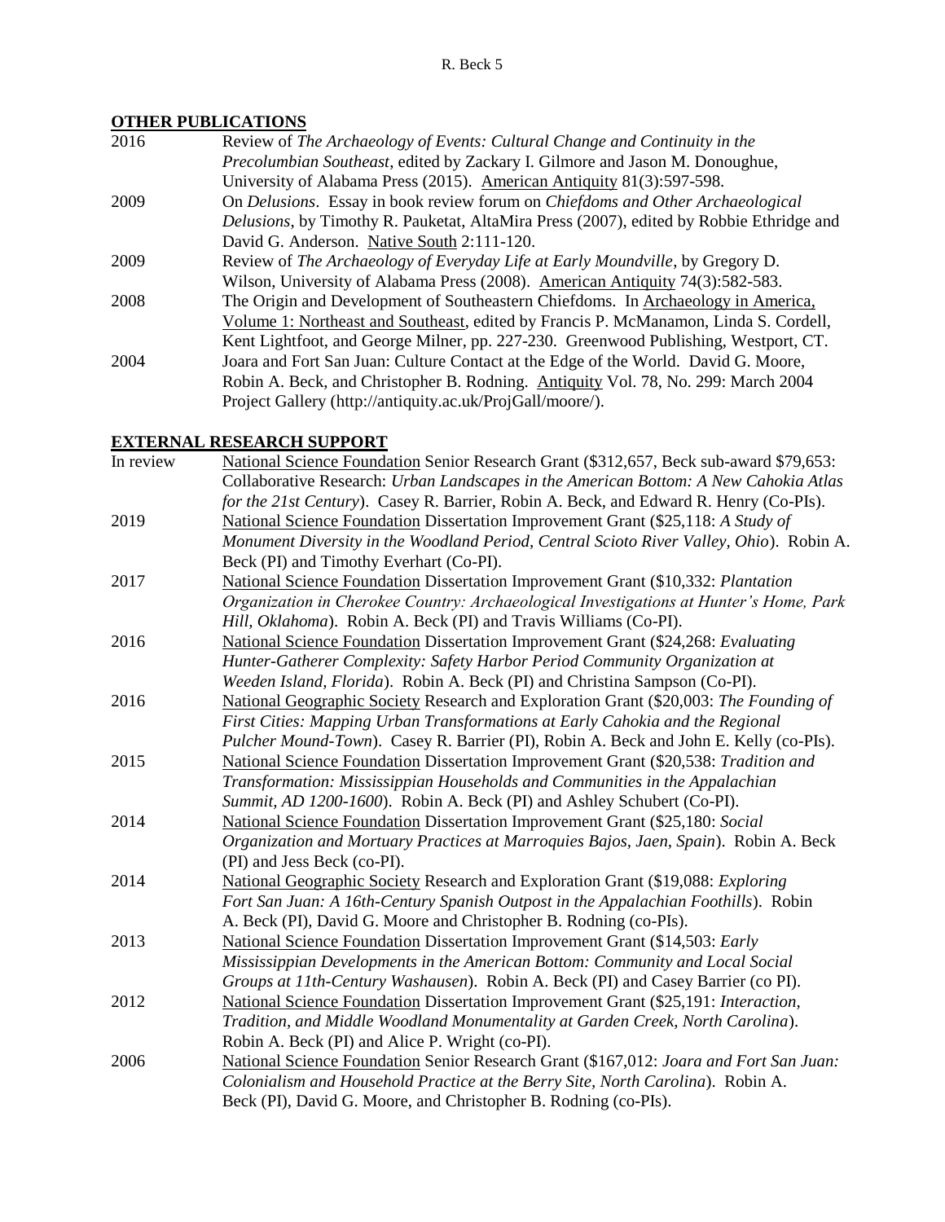## OTHER PUBLICATIONS

2016 Review of *The Archaeology of Events: Cultural Change and Continuity in the Precolumbian Southeast*, edited by Zackary I. Gilmore and Jason M. Donoughue, University of Alabama Press (2015). American Antiquity 81(3):597-598.

2009 On *Delusions*. Essay in book review forum on *Chiefdoms and Other Archaeological Delusions*, by Timothy R. Pauketat, AltaMira Press (2007), edited by Robbie Ethridge and David G. Anderson. Native South 2:111-120.

2009 Review of *The Archaeology of Everyday Life at Early Moundville*, by Gregory D. Wilson, University of Alabama Press (2008). American Antiquity 74(3):582-583.

2008 The Origin and Development of Southeastern Chiefdoms. In Archaeology in America, Volume 1: Northeast and Southeast, edited by Francis P. McManamon, Linda S. Cordell, Kent Lightfoot, and George Milner, pp. 227-230. Greenwood Publishing, Westport, CT.

2004 Joara and Fort San Juan: Culture Contact at the Edge of the World. David G. Moore, Robin A. Beck, and Christopher B. Rodning. Antiquity Vol. 78, No. 299: March 2004 Project Gallery (http://antiquity.ac.uk/ProjGall/moore/).

## EXTERNAL RESEARCH SUPPORT

In review National Science Foundation Senior Research Grant ($312,657, Beck sub-award $79,653: Collaborative Research: *Urban Landscapes in the American Bottom: A New Cahokia Atlas for the 21st Century*). Casey R. Barrier, Robin A. Beck, and Edward R. Henry (Co-PIs).

2019 National Science Foundation Dissertation Improvement Grant ($25,118: *A Study of Monument Diversity in the Woodland Period, Central Scioto River Valley, Ohio*). Robin A. Beck (PI) and Timothy Everhart (Co-PI).

2017 National Science Foundation Dissertation Improvement Grant ($10,332: *Plantation Organization in Cherokee Country: Archaeological Investigations at Hunter's Home, Park Hill, Oklahoma*). Robin A. Beck (PI) and Travis Williams (Co-PI).

2016 National Science Foundation Dissertation Improvement Grant ($24,268: *Evaluating Hunter-Gatherer Complexity: Safety Harbor Period Community Organization at Weeden Island, Florida*). Robin A. Beck (PI) and Christina Sampson (Co-PI).

2016 National Geographic Society Research and Exploration Grant ($20,003: *The Founding of First Cities: Mapping Urban Transformations at Early Cahokia and the Regional Pulcher Mound-Town*). Casey R. Barrier (PI), Robin A. Beck and John E. Kelly (co-PIs).

2015 National Science Foundation Dissertation Improvement Grant ($20,538: *Tradition and Transformation: Mississippian Households and Communities in the Appalachian Summit, AD 1200-1600*). Robin A. Beck (PI) and Ashley Schubert (Co-PI).

2014 National Science Foundation Dissertation Improvement Grant ($25,180: *Social Organization and Mortuary Practices at Marroquies Bajos, Jaen, Spain*). Robin A. Beck (PI) and Jess Beck (co-PI).

2014 National Geographic Society Research and Exploration Grant ($19,088: *Exploring Fort San Juan: A 16th-Century Spanish Outpost in the Appalachian Foothills*). Robin A. Beck (PI), David G. Moore and Christopher B. Rodning (co-PIs).

2013 National Science Foundation Dissertation Improvement Grant ($14,503: *Early Mississippian Developments in the American Bottom: Community and Local Social Groups at 11th-Century Washausen*). Robin A. Beck (PI) and Casey Barrier (co PI).

2012 National Science Foundation Dissertation Improvement Grant ($25,191: *Interaction, Tradition, and Middle Woodland Monumentality at Garden Creek, North Carolina*). Robin A. Beck (PI) and Alice P. Wright (co-PI).

2006 National Science Foundation Senior Research Grant ($167,012: *Joara and Fort San Juan: Colonialism and Household Practice at the Berry Site, North Carolina*). Robin A. Beck (PI), David G. Moore, and Christopher B. Rodning (co-PIs).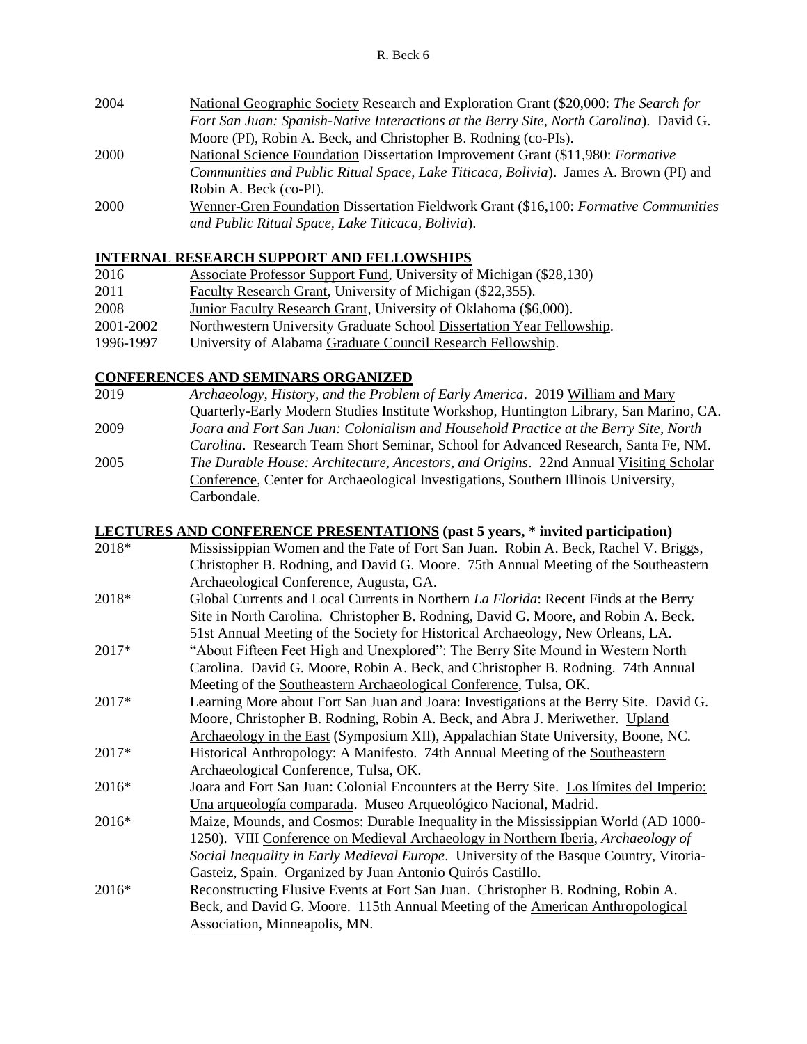2004 National Geographic Society Research and Exploration Grant ($20,000: *The Search for Fort San Juan: Spanish-Native Interactions at the Berry Site, North Carolina*). David G. Moore (PI), Robin A. Beck, and Christopher B. Rodning (co-PIs).

2000 National Science Foundation Dissertation Improvement Grant ($11,980: *Formative Communities and Public Ritual Space, Lake Titicaca, Bolivia*). James A. Brown (PI) and Robin A. Beck (co-PI).

2000 Wenner-Gren Foundation Dissertation Fieldwork Grant ($16,100: *Formative Communities and Public Ritual Space, Lake Titicaca, Bolivia*).

## INTERNAL RESEARCH SUPPORT AND FELLOWSHIPS

2016 Associate Professor Support Fund, University of Michigan ($28,130)

2011 Faculty Research Grant, University of Michigan ($22,355).

2008 Junior Faculty Research Grant, University of Oklahoma ($6,000).

2001-2002 Northwestern University Graduate School Dissertation Year Fellowship.

1996-1997 University of Alabama Graduate Council Research Fellowship.

## CONFERENCES AND SEMINARS ORGANIZED

2019 *Archaeology, History, and the Problem of Early America*. 2019 William and Mary Quarterly-Early Modern Studies Institute Workshop, Huntington Library, San Marino, CA.

2009 *Joara and Fort San Juan: Colonialism and Household Practice at the Berry Site, North Carolina*. Research Team Short Seminar, School for Advanced Research, Santa Fe, NM.

2005 *The Durable House: Architecture, Ancestors, and Origins*. 22nd Annual Visiting Scholar Conference, Center for Archaeological Investigations, Southern Illinois University, Carbondale.

## LECTURES AND CONFERENCE PRESENTATIONS (past 5 years, * invited participation)

2018* Mississippian Women and the Fate of Fort San Juan. Robin A. Beck, Rachel V. Briggs, Christopher B. Rodning, and David G. Moore. 75th Annual Meeting of the Southeastern Archaeological Conference, Augusta, GA.

2018* Global Currents and Local Currents in Northern *La Florida*: Recent Finds at the Berry Site in North Carolina. Christopher B. Rodning, David G. Moore, and Robin A. Beck. 51st Annual Meeting of the Society for Historical Archaeology, New Orleans, LA.

2017* "About Fifteen Feet High and Unexplored": The Berry Site Mound in Western North Carolina. David G. Moore, Robin A. Beck, and Christopher B. Rodning. 74th Annual Meeting of the Southeastern Archaeological Conference, Tulsa, OK.

2017* Learning More about Fort San Juan and Joara: Investigations at the Berry Site. David G. Moore, Christopher B. Rodning, Robin A. Beck, and Abra J. Meriwether. Upland Archaeology in the East (Symposium XII), Appalachian State University, Boone, NC.

2017* Historical Anthropology: A Manifesto. 74th Annual Meeting of the Southeastern Archaeological Conference, Tulsa, OK.

2016* Joara and Fort San Juan: Colonial Encounters at the Berry Site. Los límites del Imperio: Una arqueología comparada. Museo Arqueológico Nacional, Madrid.

2016* Maize, Mounds, and Cosmos: Durable Inequality in the Mississippian World (AD 1000-1250). VIII Conference on Medieval Archaeology in Northern Iberia, *Archaeology of Social Inequality in Early Medieval Europe*. University of the Basque Country, Vitoria-Gasteiz, Spain. Organized by Juan Antonio Quirós Castillo.

2016* Reconstructing Elusive Events at Fort San Juan. Christopher B. Rodning, Robin A. Beck, and David G. Moore. 115th Annual Meeting of the American Anthropological Association, Minneapolis, MN.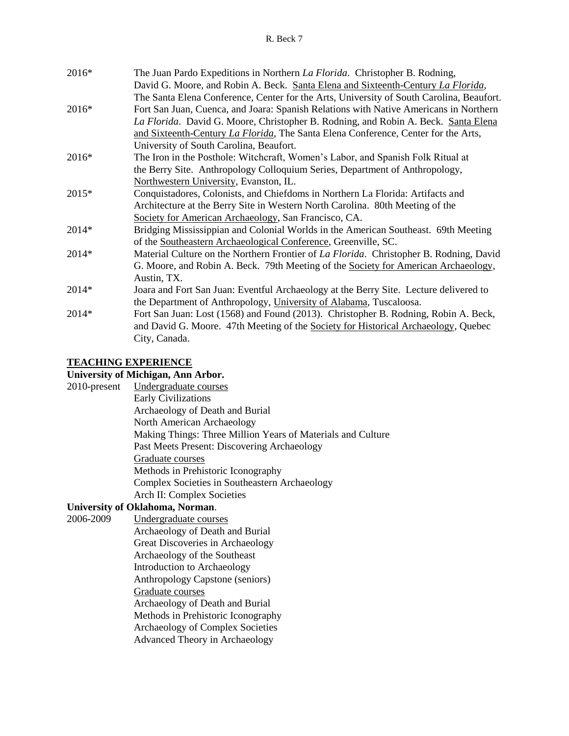2016* The Juan Pardo Expeditions in Northern *La Florida*. Christopher B. Rodning, David G. Moore, and Robin A. Beck. Santa Elena and Sixteenth-Century *La Florida*, The Santa Elena Conference, Center for the Arts, University of South Carolina, Beaufort.

2016* Fort San Juan, Cuenca, and Joara: Spanish Relations with Native Americans in Northern *La Florida*. David G. Moore, Christopher B. Rodning, and Robin A. Beck. Santa Elena and Sixteenth-Century *La Florida*, The Santa Elena Conference, Center for the Arts, University of South Carolina, Beaufort.

2016* The Iron in the Posthole: Witchcraft, Women's Labor, and Spanish Folk Ritual at the Berry Site. Anthropology Colloquium Series, Department of Anthropology, Northwestern University, Evanston, IL.

2015* Conquistadores, Colonists, and Chiefdoms in Northern La Florida: Artifacts and Architecture at the Berry Site in Western North Carolina. 80th Meeting of the Society for American Archaeology, San Francisco, CA.

2014* Bridging Mississippian and Colonial Worlds in the American Southeast. 69th Meeting of the Southeastern Archaeological Conference, Greenville, SC.

2014* Material Culture on the Northern Frontier of *La Florida*. Christopher B. Rodning, David G. Moore, and Robin A. Beck. 79th Meeting of the Society for American Archaeology, Austin, TX.

2014* Joara and Fort San Juan: Eventful Archaeology at the Berry Site. Lecture delivered to the Department of Anthropology, University of Alabama, Tuscaloosa.

2014* Fort San Juan: Lost (1568) and Found (2013). Christopher B. Rodning, Robin A. Beck, and David G. Moore. 47th Meeting of the Society for Historical Archaeology, Quebec City, Canada.

## TEACHING EXPERIENCE

**University of Michigan, Ann Arbor.**

2010-present

Undergraduate courses

- Early Civilizations
- Archaeology of Death and Burial
- North American Archaeology
- Making Things: Three Million Years of Materials and Culture
- Past Meets Present: Discovering Archaeology

Graduate courses

- Methods in Prehistoric Iconography
- Complex Societies in Southeastern Archaeology
- Arch II: Complex Societies

**University of Oklahoma, Norman**.

2006-2009

Undergraduate courses

- Archaeology of Death and Burial
- Great Discoveries in Archaeology
- Archaeology of the Southeast
- Introduction to Archaeology
- Anthropology Capstone (seniors)

Graduate courses

- Archaeology of Death and Burial
- Methods in Prehistoric Iconography
- Archaeology of Complex Societies
- Advanced Theory in Archaeology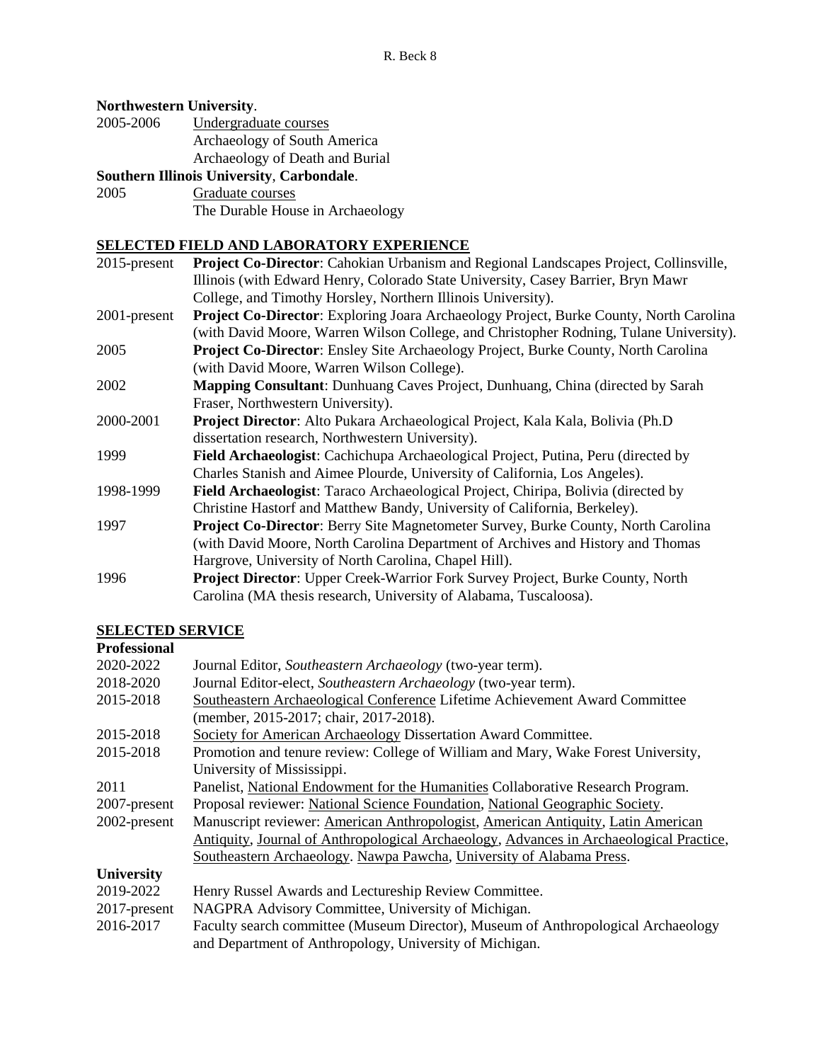**Northwestern University**.

2005-2006 Undergraduate courses
- Archaeology of South America
- Archaeology of Death and Burial

**Southern Illinois University**, **Carbondale**.

2005 Graduate courses
- The Durable House in Archaeology

## SELECTED FIELD AND LABORATORY EXPERIENCE

2015-present **Project Co-Director**: Cahokian Urbanism and Regional Landscapes Project, Collinsville, Illinois (with Edward Henry, Colorado State University, Casey Barrier, Bryn Mawr College, and Timothy Horsley, Northern Illinois University).

2001-present **Project Co-Director**: Exploring Joara Archaeology Project, Burke County, North Carolina (with David Moore, Warren Wilson College, and Christopher Rodning, Tulane University).

2005 **Project Co-Director**: Ensley Site Archaeology Project, Burke County, North Carolina (with David Moore, Warren Wilson College).

2002 **Mapping Consultant**: Dunhuang Caves Project, Dunhuang, China (directed by Sarah Fraser, Northwestern University).

2000-2001 **Project Director**: Alto Pukara Archaeological Project, Kala Kala, Bolivia (Ph.D dissertation research, Northwestern University).

1999 **Field Archaeologist**: Cachichupa Archaeological Project, Putina, Peru (directed by Charles Stanish and Aimee Plourde, University of California, Los Angeles).

1998-1999 **Field Archaeologist**: Taraco Archaeological Project, Chiripa, Bolivia (directed by Christine Hastorf and Matthew Bandy, University of California, Berkeley).

1997 **Project Co-Director**: Berry Site Magnetometer Survey, Burke County, North Carolina (with David Moore, North Carolina Department of Archives and History and Thomas Hargrove, University of North Carolina, Chapel Hill).

1996 **Project Director**: Upper Creek-Warrior Fork Survey Project, Burke County, North Carolina (MA thesis research, University of Alabama, Tuscaloosa).

## SELECTED SERVICE

**Professional**

2020-2022 Journal Editor, *Southeastern Archaeology* (two-year term).

2018-2020 Journal Editor-elect, *Southeastern Archaeology* (two-year term).

2015-2018 Southeastern Archaeological Conference Lifetime Achievement Award Committee (member, 2015-2017; chair, 2017-2018).

2015-2018 Society for American Archaeology Dissertation Award Committee.

2015-2018 Promotion and tenure review: College of William and Mary, Wake Forest University, University of Mississippi.

2011 Panelist, National Endowment for the Humanities Collaborative Research Program.

2007-present Proposal reviewer: National Science Foundation, National Geographic Society.

2002-present Manuscript reviewer: American Anthropologist, American Antiquity, Latin American Antiquity, Journal of Anthropological Archaeology, Advances in Archaeological Practice, Southeastern Archaeology. Nawpa Pawcha, University of Alabama Press.

**University**

2019-2022 Henry Russel Awards and Lectureship Review Committee.

2017-present NAGPRA Advisory Committee, University of Michigan.

2016-2017 Faculty search committee (Museum Director), Museum of Anthropological Archaeology and Department of Anthropology, University of Michigan.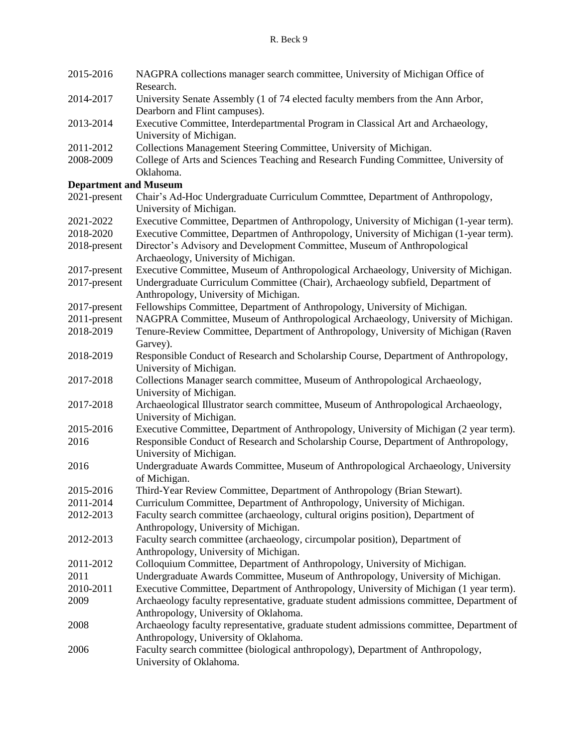2015-2016 NAGPRA collections manager search committee, University of Michigan Office of Research.

2014-2017 University Senate Assembly (1 of 74 elected faculty members from the Ann Arbor, Dearborn and Flint campuses).

2013-2014 Executive Committee, Interdepartmental Program in Classical Art and Archaeology, University of Michigan.

2011-2012 Collections Management Steering Committee, University of Michigan.

2008-2009 College of Arts and Sciences Teaching and Research Funding Committee, University of Oklahoma.

**Department and Museum**

2021-present Chair's Ad-Hoc Undergraduate Curriculum Commttee, Department of Anthropology, University of Michigan.

2021-2022 Executive Committee, Departmen of Anthropology, University of Michigan (1-year term).

2018-2020 Executive Committee, Departmen of Anthropology, University of Michigan (1-year term).

2018-present Director's Advisory and Development Committee, Museum of Anthropological Archaeology, University of Michigan.

2017-present Executive Committee, Museum of Anthropological Archaeology, University of Michigan.

2017-present Undergraduate Curriculum Committee (Chair), Archaeology subfield, Department of Anthropology, University of Michigan.

2017-present Fellowships Committee, Department of Anthropology, University of Michigan.

2011-present NAGPRA Committee, Museum of Anthropological Archaeology, University of Michigan.

2018-2019 Tenure-Review Committee, Department of Anthropology, University of Michigan (Raven Garvey).

2018-2019 Responsible Conduct of Research and Scholarship Course, Department of Anthropology, University of Michigan.

2017-2018 Collections Manager search committee, Museum of Anthropological Archaeology, University of Michigan.

2017-2018 Archaeological Illustrator search committee, Museum of Anthropological Archaeology, University of Michigan.

2015-2016 Executive Committee, Department of Anthropology, University of Michigan (2 year term).

2016 Responsible Conduct of Research and Scholarship Course, Department of Anthropology, University of Michigan.

2016 Undergraduate Awards Committee, Museum of Anthropological Archaeology, University of Michigan.

2015-2016 Third-Year Review Committee, Department of Anthropology (Brian Stewart).

2011-2014 Curriculum Committee, Department of Anthropology, University of Michigan.

2012-2013 Faculty search committee (archaeology, cultural origins position), Department of Anthropology, University of Michigan.

2012-2013 Faculty search committee (archaeology, circumpolar position), Department of Anthropology, University of Michigan.

2011-2012 Colloquium Committee, Department of Anthropology, University of Michigan.

2011 Undergraduate Awards Committee, Museum of Anthropology, University of Michigan.

2010-2011 Executive Committee, Department of Anthropology, University of Michigan (1 year term).

2009 Archaeology faculty representative, graduate student admissions committee, Department of Anthropology, University of Oklahoma.

2008 Archaeology faculty representative, graduate student admissions committee, Department of Anthropology, University of Oklahoma.

2006 Faculty search committee (biological anthropology), Department of Anthropology, University of Oklahoma.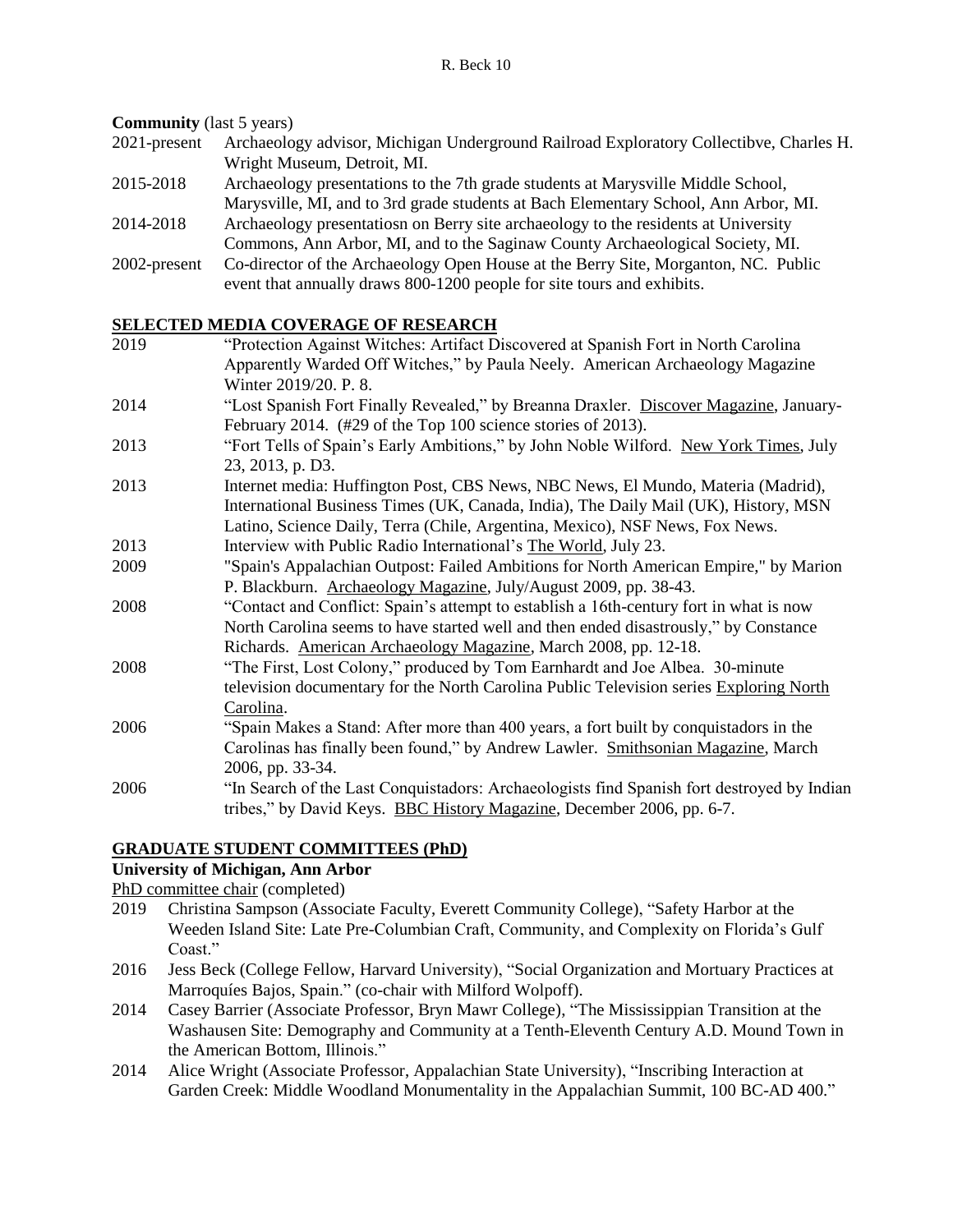**Community** (last 5 years)

2021-present Archaeology advisor, Michigan Underground Railroad Exploratory Collectibve, Charles H. Wright Museum, Detroit, MI.

2015-2018 Archaeology presentations to the 7th grade students at Marysville Middle School, Marysville, MI, and to 3rd grade students at Bach Elementary School, Ann Arbor, MI.

2014-2018 Archaeology presentatiosn on Berry site archaeology to the residents at University Commons, Ann Arbor, MI, and to the Saginaw County Archaeological Society, MI.

2002-present Co-director of the Archaeology Open House at the Berry Site, Morganton, NC. Public event that annually draws 800-1200 people for site tours and exhibits.

## SELECTED MEDIA COVERAGE OF RESEARCH

2019 "Protection Against Witches: Artifact Discovered at Spanish Fort in North Carolina Apparently Warded Off Witches," by Paula Neely. American Archaeology Magazine Winter 2019/20. P. 8.

2014 "Lost Spanish Fort Finally Revealed," by Breanna Draxler. Discover Magazine, January-February 2014. (#29 of the Top 100 science stories of 2013).

2013 "Fort Tells of Spain's Early Ambitions," by John Noble Wilford. New York Times, July 23, 2013, p. D3.

2013 Internet media: Huffington Post, CBS News, NBC News, El Mundo, Materia (Madrid), International Business Times (UK, Canada, India), The Daily Mail (UK), History, MSN Latino, Science Daily, Terra (Chile, Argentina, Mexico), NSF News, Fox News.

2013 Interview with Public Radio International's The World, July 23.

2009 "Spain's Appalachian Outpost: Failed Ambitions for North American Empire," by Marion P. Blackburn. Archaeology Magazine, July/August 2009, pp. 38-43.

2008 "Contact and Conflict: Spain's attempt to establish a 16th-century fort in what is now North Carolina seems to have started well and then ended disastrously," by Constance Richards. American Archaeology Magazine, March 2008, pp. 12-18.

2008 "The First, Lost Colony," produced by Tom Earnhardt and Joe Albea. 30-minute television documentary for the North Carolina Public Television series Exploring North Carolina.

2006 "Spain Makes a Stand: After more than 400 years, a fort built by conquistadors in the Carolinas has finally been found," by Andrew Lawler. Smithsonian Magazine, March 2006, pp. 33-34.

2006 "In Search of the Last Conquistadors: Archaeologists find Spanish fort destroyed by Indian tribes," by David Keys. BBC History Magazine, December 2006, pp. 6-7.

## GRADUATE STUDENT COMMITTEES (PhD)

**University of Michigan, Ann Arbor**

PhD committee chair (completed)

2019 Christina Sampson (Associate Faculty, Everett Community College), "Safety Harbor at the Weeden Island Site: Late Pre-Columbian Craft, Community, and Complexity on Florida's Gulf Coast."

2016 Jess Beck (College Fellow, Harvard University), "Social Organization and Mortuary Practices at Marroquíes Bajos, Spain." (co-chair with Milford Wolpoff).

2014 Casey Barrier (Associate Professor, Bryn Mawr College), "The Mississippian Transition at the Washausen Site: Demography and Community at a Tenth-Eleventh Century A.D. Mound Town in the American Bottom, Illinois."

2014 Alice Wright (Associate Professor, Appalachian State University), "Inscribing Interaction at Garden Creek: Middle Woodland Monumentality in the Appalachian Summit, 100 BC-AD 400."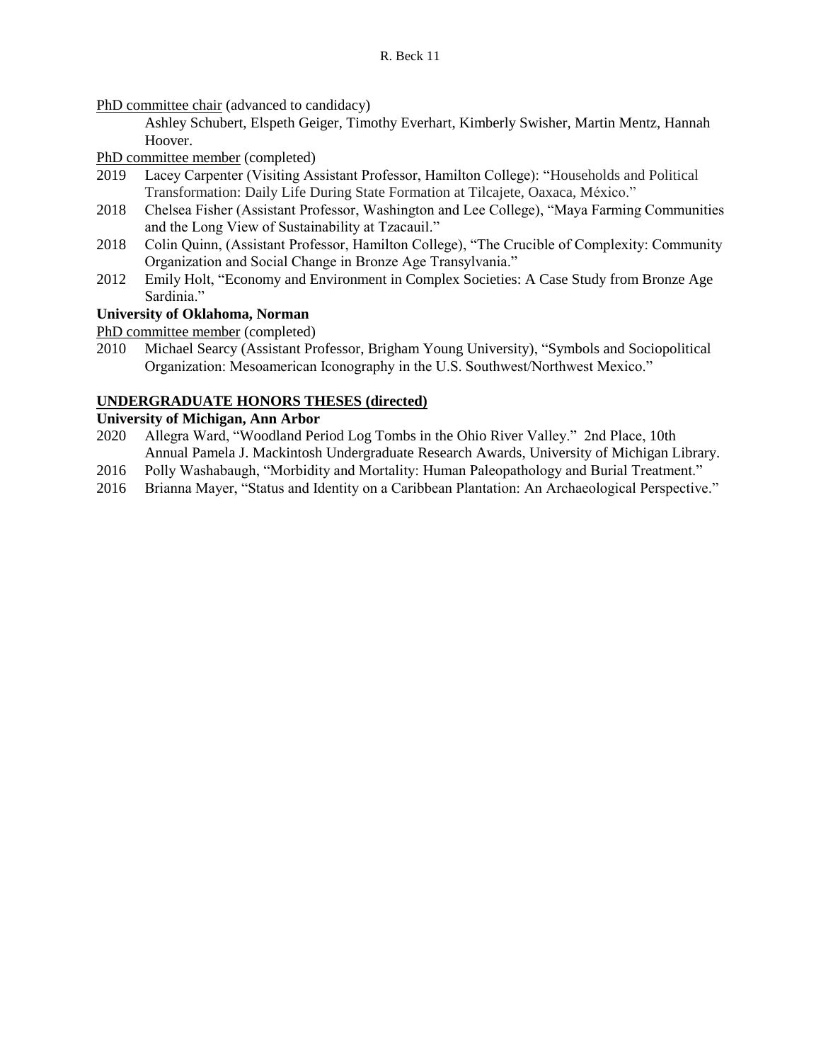PhD committee chair (advanced to candidacy)

Ashley Schubert, Elspeth Geiger, Timothy Everhart, Kimberly Swisher, Martin Mentz, Hannah Hoover.

PhD committee member (completed)

- 2019 Lacey Carpenter (Visiting Assistant Professor, Hamilton College): "Households and Political Transformation: Daily Life During State Formation at Tilcajete, Oaxaca, México."
- 2018 Chelsea Fisher (Assistant Professor, Washington and Lee College), "Maya Farming Communities and the Long View of Sustainability at Tzacauil."
- 2018 Colin Quinn, (Assistant Professor, Hamilton College), "The Crucible of Complexity: Community Organization and Social Change in Bronze Age Transylvania."
- 2012 Emily Holt, "Economy and Environment in Complex Societies: A Case Study from Bronze Age Sardinia."

**University of Oklahoma, Norman**

PhD committee member (completed)

- 2010 Michael Searcy (Assistant Professor, Brigham Young University), "Symbols and Sociopolitical Organization: Mesoamerican Iconography in the U.S. Southwest/Northwest Mexico."

## UNDERGRADUATE HONORS THESES (directed)

**University of Michigan, Ann Arbor**

- 2020 Allegra Ward, "Woodland Period Log Tombs in the Ohio River Valley." 2nd Place, 10th Annual Pamela J. Mackintosh Undergraduate Research Awards, University of Michigan Library.
- 2016 Polly Washabaugh, "Morbidity and Mortality: Human Paleopathology and Burial Treatment."
- 2016 Brianna Mayer, "Status and Identity on a Caribbean Plantation: An Archaeological Perspective."